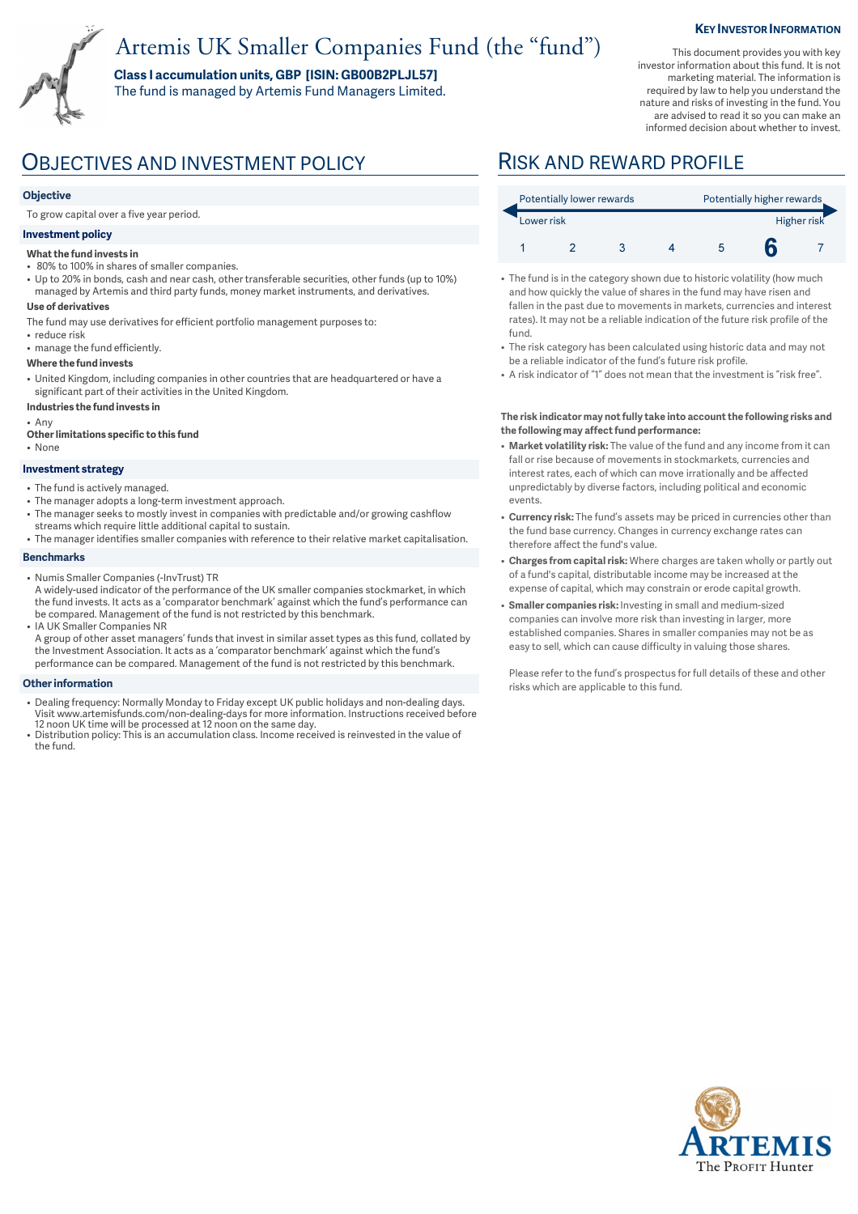# Artemis UK Smaller Companies Fund (the "fund")

**Class I accumulation units, GBP [ISIN: GB00B2PLJL57]**

The fund is managed by Artemis Fund Managers Limited.

**KEY INVESTOR INFORMATION**

This document provides you with key investor information about this fund. It is not marketing material. The information is required by law to help you understand the nature and risks of investing in the fund. You are advised to read it so you can make an informed decision about whether to invest.

## OBJECTIVES AND INVESTMENT POLICY

### Objective

To grow capital over a five year period.

### Investment policy

**What the fund invests in**

- 80% to 100% in shares of smaller companies.
- Up to 20% in bonds, cash and near cash, other transferable securities, other funds (up to 10%) managed by Artemis and third party funds, money market instruments, and derivatives.

**Use of derivatives**

The fund may use derivatives for efficient portfolio management purposes to:

- reduce risk
- manage the fund efficiently.

**Where the fund invests**

- United Kingdom, including companies in other countries that are headquartered or have a significant part of their activities in the United Kingdom.

**Industries the fund invests in**

- Any

**Other limitations specific to this fund**

- None

### Investment strategy

- The fund is actively managed.
- The manager adopts a long-term investment approach.
- The manager seeks to mostly invest in companies with predictable and/or growing cashflow streams which require little additional capital to sustain.
- The manager identifies smaller companies with reference to their relative market capitalisation.

### Benchmarks

- Numis Smaller Companies (-InvTrust) TR
  A widely-used indicator of the performance of the UK smaller companies stockmarket, in which the fund invests. It acts as a 'comparator benchmark' against which the fund's performance can be compared. Management of the fund is not restricted by this benchmark.
- IA UK Smaller Companies NR
  A group of other asset managers' funds that invest in similar asset types as this fund, collated by the Investment Association. It acts as a 'comparator benchmark' against which the fund's performance can be compared. Management of the fund is not restricted by this benchmark.

### Other information

- Dealing frequency: Normally Monday to Friday except UK public holidays and non-dealing days. Visit www.artemisfunds.com/non-dealing-days for more information. Instructions received before 12 noon UK time will be processed at 12 noon on the same day.
- Distribution policy: This is an accumulation class. Income received is reinvested in the value of the fund.

## RISK AND REWARD PROFILE

| Potentially lower rewards | | | | | | Potentially higher rewards |
|---|---|---|---|---|---|---|
| Lower risk | | | | | | Higher risk |
| 1 | 2 | 3 | 4 | 5 | **6** | 7 |

- The fund is in the category shown due to historic volatility (how much and how quickly the value of shares in the fund may have risen and fallen in the past due to movements in markets, currencies and interest rates). It may not be a reliable indication of the future risk profile of the fund.
- The risk category has been calculated using historic data and may not be a reliable indicator of the fund's future risk profile.
- A risk indicator of "1" does not mean that the investment is "risk free".

**The risk indicator may not fully take into account the following risks and the following may affect fund performance:**

- **Market volatility risk:** The value of the fund and any income from it can fall or rise because of movements in stockmarkets, currencies and interest rates, each of which can move irrationally and be affected unpredictably by diverse factors, including political and economic events.
- **Currency risk:** The fund's assets may be priced in currencies other than the fund base currency. Changes in currency exchange rates can therefore affect the fund's value.
- **Charges from capital risk:** Where charges are taken wholly or partly out of a fund's capital, distributable income may be increased at the expense of capital, which may constrain or erode capital growth.
- **Smaller companies risk:** Investing in small and medium-sized companies can involve more risk than investing in larger, more established companies. Shares in smaller companies may not be as easy to sell, which can cause difficulty in valuing those shares.

Please refer to the fund's prospectus for full details of these and other risks which are applicable to this fund.

ARTEMIS
The PROFIT Hunter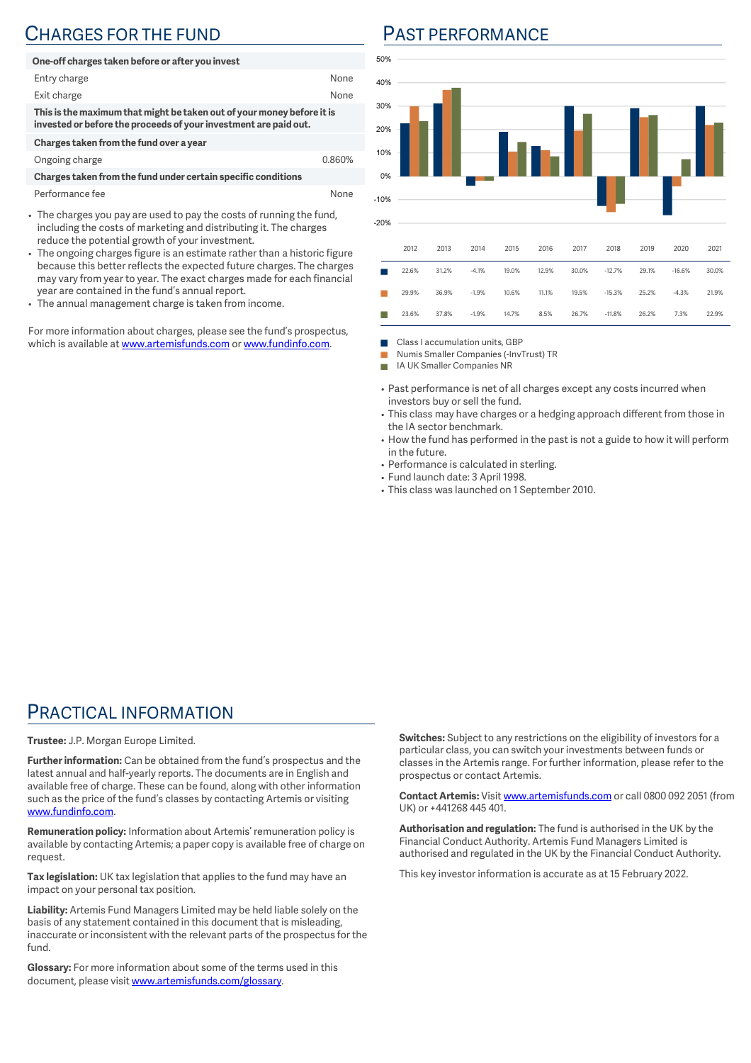## CHARGES FOR THE FUND

| One-off charges taken before or after you invest | |
|---|---|
| Entry charge | None |
| Exit charge | None |
| **This is the maximum that might be taken out of your money before it is invested or before the proceeds of your investment are paid out.** | |
| **Charges taken from the fund over a year** | |
| Ongoing charge | 0.860% |
| **Charges taken from the fund under certain specific conditions** | |
| Performance fee | None |

- The charges you pay are used to pay the costs of running the fund, including the costs of marketing and distributing it. The charges reduce the potential growth of your investment.
- The ongoing charges figure is an estimate rather than a historic figure because this better reflects the expected future charges. The charges may vary from year to year. The exact charges made for each financial year are contained in the fund's annual report.
- The annual management charge is taken from income.

For more information about charges, please see the fund's prospectus, which is available at www.artemisfunds.com or www.fundinfo.com.

## PAST PERFORMANCE

50%
40%
30%
20%
10%
0%
-10%
-20%

2012 2013 2014 2015 2016 2017 2018 2019 2020 2021

22.6% 31.2% -4.1% 19.0% 12.9% 30.0% -12.7% 29.1% -16.6% 30.0%

29.9% 36.9% -1.9% 10.6% 11.1% 19.5% -15.3% 25.2% -4.3% 21.9%

23.6% 37.8% -1.9% 14.7% 8.5% 26.7% -11.8% 26.2% 7.3% 22.9%

Class I accumulation units, GBP
Numis Smaller Companies (-InvTrust) TR
IA UK Smaller Companies NR

- Past performance is net of all charges except any costs incurred when investors buy or sell the fund.
- This class may have charges or a hedging approach different from those in the IA sector benchmark.
- How the fund has performed in the past is not a guide to how it will perform in the future.
- Performance is calculated in sterling.
- Fund launch date: 3 April 1998.
- This class was launched on 1 September 2010.

## PRACTICAL INFORMATION

**Trustee:** J.P. Morgan Europe Limited.

**Further information:** Can be obtained from the fund's prospectus and the latest annual and half-yearly reports. The documents are in English and available free of charge. These can be found, along with other information such as the price of the fund's classes by contacting Artemis or visiting www.fundinfo.com.

**Remuneration policy:** Information about Artemis' remuneration policy is available by contacting Artemis; a paper copy is available free of charge on request.

**Tax legislation:** UK tax legislation that applies to the fund may have an impact on your personal tax position.

**Liability:** Artemis Fund Managers Limited may be held liable solely on the basis of any statement contained in this document that is misleading, inaccurate or inconsistent with the relevant parts of the prospectus for the fund.

**Glossary:** For more information about some of the terms used in this document, please visit www.artemisfunds.com/glossary.

**Switches:** Subject to any restrictions on the eligibility of investors for a particular class, you can switch your investments between funds or classes in the Artemis range. For further information, please refer to the prospectus or contact Artemis.

**Contact Artemis:** Visit www.artemisfunds.com or call 0800 092 2051 (from UK) or +441268 445 401.

**Authorisation and regulation:** The fund is authorised in the UK by the Financial Conduct Authority. Artemis Fund Managers Limited is authorised and regulated in the UK by the Financial Conduct Authority.

This key investor information is accurate as at 15 February 2022.